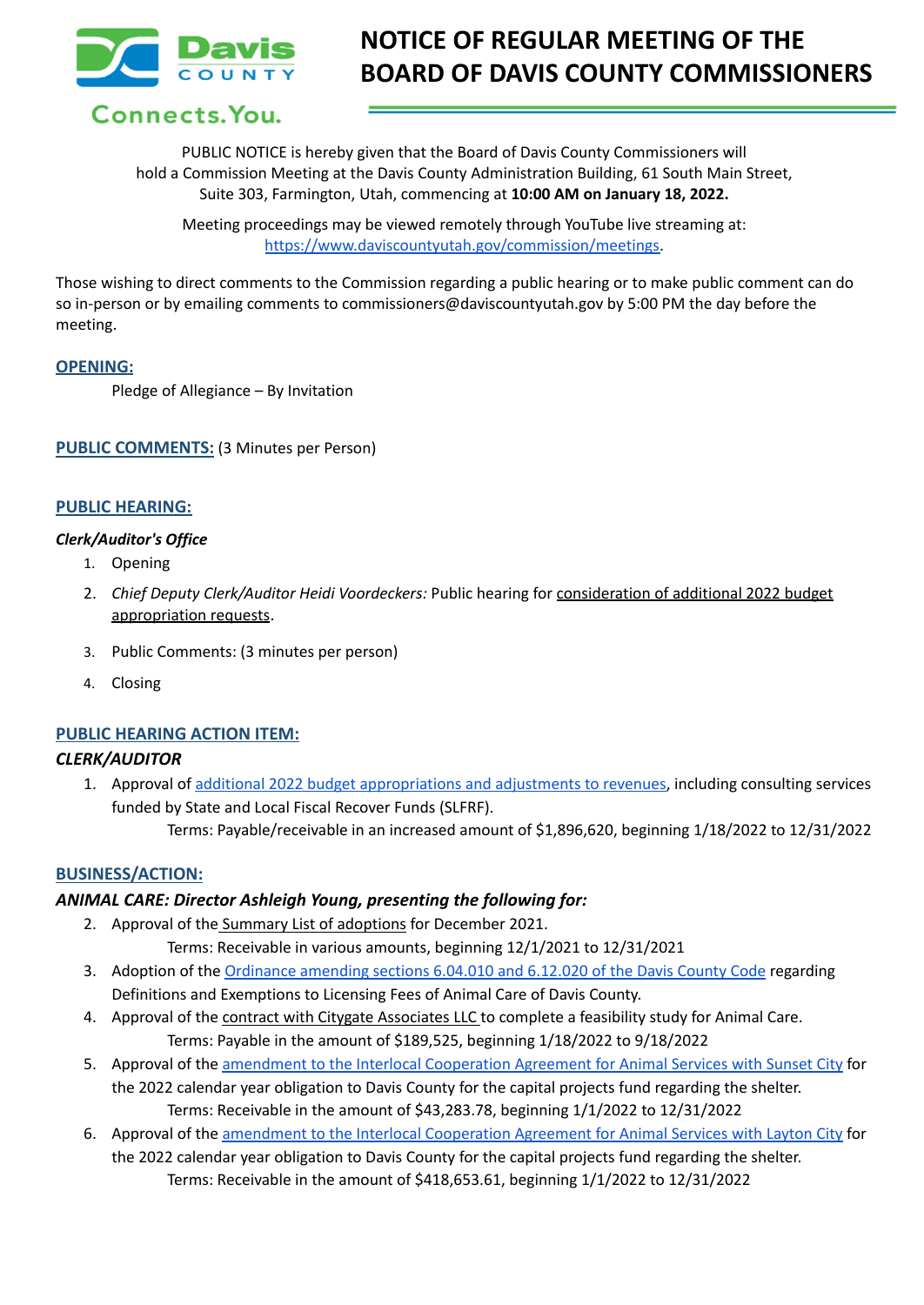Davis COUNTY
Connects.You.

# NOTICE OF REGULAR MEETING OF THE BOARD OF DAVIS COUNTY COMMISSIONERS

PUBLIC NOTICE is hereby given that the Board of Davis County Commissioners will hold a Commission Meeting at the Davis County Administration Building, 61 South Main Street, Suite 303, Farmington, Utah, commencing at **10:00 AM on January 18, 2022.**

Meeting proceedings may be viewed remotely through YouTube live streaming at: https://www.daviscountyutah.gov/commission/meetings.

Those wishing to direct comments to the Commission regarding a public hearing or to make public comment can do so in-person or by emailing comments to commissioners@daviscountyutah.gov by 5:00 PM the day before the meeting.

## OPENING:

Pledge of Allegiance – By Invitation

## PUBLIC COMMENTS: (3 Minutes per Person)

## PUBLIC HEARING:

***Clerk/Auditor's Office***

1. Opening
2. *Chief Deputy Clerk/Auditor Heidi Voordeckers:* Public hearing for consideration of additional 2022 budget appropriation requests.
3. Public Comments: (3 minutes per person)
4. Closing

## PUBLIC HEARING ACTION ITEM:

***CLERK/AUDITOR***

1. Approval of additional 2022 budget appropriations and adjustments to revenues, including consulting services funded by State and Local Fiscal Recover Funds (SLFRF).
   Terms: Payable/receivable in an increased amount of $1,896,620, beginning 1/18/2022 to 12/31/2022

## BUSINESS/ACTION:

***ANIMAL CARE: Director Ashleigh Young, presenting the following for:***

2. Approval of the Summary List of adoptions for December 2021.
   Terms: Receivable in various amounts, beginning 12/1/2021 to 12/31/2021
3. Adoption of the Ordinance amending sections 6.04.010 and 6.12.020 of the Davis County Code regarding Definitions and Exemptions to Licensing Fees of Animal Care of Davis County.
4. Approval of the contract with Citygate Associates LLC to complete a feasibility study for Animal Care.
   Terms: Payable in the amount of $189,525, beginning 1/18/2022 to 9/18/2022
5. Approval of the amendment to the Interlocal Cooperation Agreement for Animal Services with Sunset City for the 2022 calendar year obligation to Davis County for the capital projects fund regarding the shelter.
   Terms: Receivable in the amount of $43,283.78, beginning 1/1/2022 to 12/31/2022
6. Approval of the amendment to the Interlocal Cooperation Agreement for Animal Services with Layton City for the 2022 calendar year obligation to Davis County for the capital projects fund regarding the shelter.
   Terms: Receivable in the amount of $418,653.61, beginning 1/1/2022 to 12/31/2022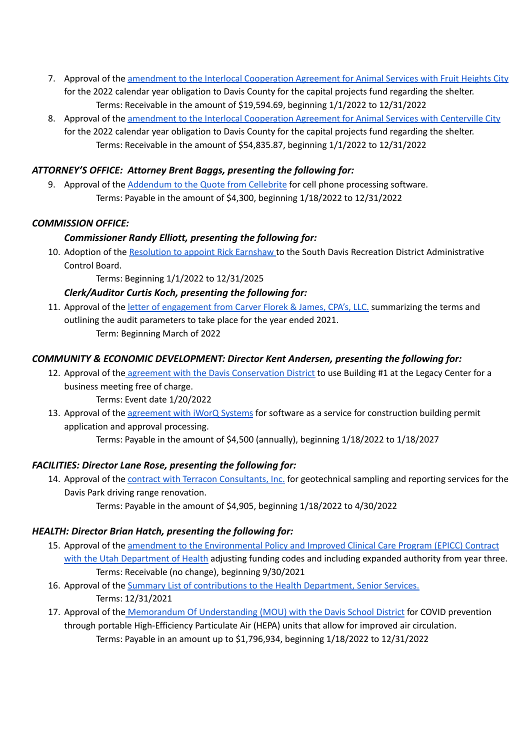7. Approval of the amendment to the Interlocal Cooperation Agreement for Animal Services with Fruit Heights City for the 2022 calendar year obligation to Davis County for the capital projects fund regarding the shelter.
   Terms: Receivable in the amount of $19,594.69, beginning 1/1/2022 to 12/31/2022
8. Approval of the amendment to the Interlocal Cooperation Agreement for Animal Services with Centerville City for the 2022 calendar year obligation to Davis County for the capital projects fund regarding the shelter.
   Terms: Receivable in the amount of $54,835.87, beginning 1/1/2022 to 12/31/2022

***ATTORNEY'S OFFICE: Attorney Brent Baggs, presenting the following for:***

9. Approval of the Addendum to the Quote from Cellebrite for cell phone processing software.
   Terms: Payable in the amount of $4,300, beginning 1/18/2022 to 12/31/2022

***COMMISSION OFFICE:***

***Commissioner Randy Elliott, presenting the following for:***

10. Adoption of the Resolution to appoint Rick Earnshaw to the South Davis Recreation District Administrative Control Board.
    Terms: Beginning 1/1/2022 to 12/31/2025

***Clerk/Auditor Curtis Koch, presenting the following for:***

11. Approval of the letter of engagement from Carver Florek & James, CPA's, LLC. summarizing the terms and outlining the audit parameters to take place for the year ended 2021.
    Term: Beginning March of 2022

***COMMUNITY & ECONOMIC DEVELOPMENT: Director Kent Andersen, presenting the following for:***

12. Approval of the agreement with the Davis Conservation District to use Building #1 at the Legacy Center for a business meeting free of charge.
    Terms: Event date 1/20/2022
13. Approval of the agreement with iWorQ Systems for software as a service for construction building permit application and approval processing.
    Terms: Payable in the amount of $4,500 (annually), beginning 1/18/2022 to 1/18/2027

***FACILITIES: Director Lane Rose, presenting the following for:***

14. Approval of the contract with Terracon Consultants, Inc. for geotechnical sampling and reporting services for the Davis Park driving range renovation.
    Terms: Payable in the amount of $4,905, beginning 1/18/2022 to 4/30/2022

***HEALTH: Director Brian Hatch, presenting the following for:***

15. Approval of the amendment to the Environmental Policy and Improved Clinical Care Program (EPICC) Contract with the Utah Department of Health adjusting funding codes and including expanded authority from year three.
    Terms: Receivable (no change), beginning 9/30/2021
16. Approval of the Summary List of contributions to the Health Department, Senior Services.
    Terms: 12/31/2021
17. Approval of the Memorandum Of Understanding (MOU) with the Davis School District for COVID prevention through portable High-Efficiency Particulate Air (HEPA) units that allow for improved air circulation.
    Terms: Payable in an amount up to $1,796,934, beginning 1/18/2022 to 12/31/2022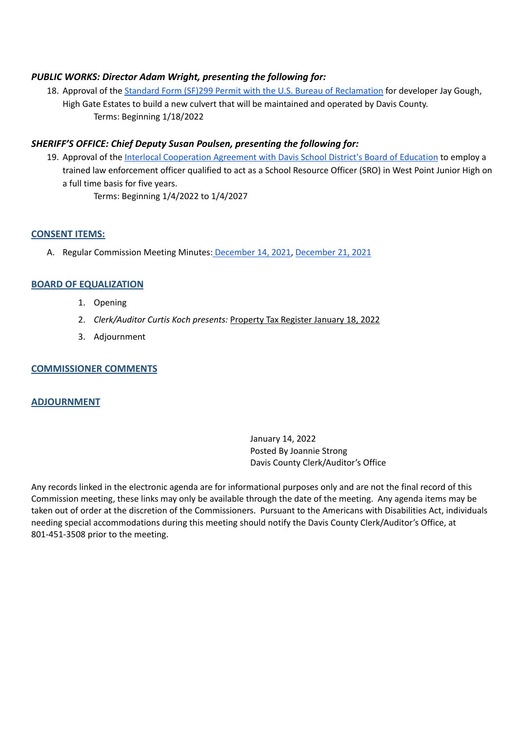***PUBLIC WORKS: Director Adam Wright, presenting the following for:***

18. Approval of the Standard Form (SF)299 Permit with the U.S. Bureau of Reclamation for developer Jay Gough, High Gate Estates to build a new culvert that will be maintained and operated by Davis County.
    Terms: Beginning 1/18/2022

***SHERIFF'S OFFICE: Chief Deputy Susan Poulsen, presenting the following for:***

19. Approval of the Interlocal Cooperation Agreement with Davis School District's Board of Education to employ a trained law enforcement officer qualified to act as a School Resource Officer (SRO) in West Point Junior High on a full time basis for five years.
    Terms: Beginning 1/4/2022 to 1/4/2027

## CONSENT ITEMS:

A. Regular Commission Meeting Minutes: December 14, 2021, December 21, 2021

## BOARD OF EQUALIZATION

1. Opening
2. *Clerk/Auditor Curtis Koch presents:* Property Tax Register January 18, 2022
3. Adjournment

## COMMISSIONER COMMENTS

## ADJOURNMENT

January 14, 2022
Posted By Joannie Strong
Davis County Clerk/Auditor's Office

Any records linked in the electronic agenda are for informational purposes only and are not the final record of this Commission meeting, these links may only be available through the date of the meeting. Any agenda items may be taken out of order at the discretion of the Commissioners. Pursuant to the Americans with Disabilities Act, individuals needing special accommodations during this meeting should notify the Davis County Clerk/Auditor's Office, at 801-451-3508 prior to the meeting.